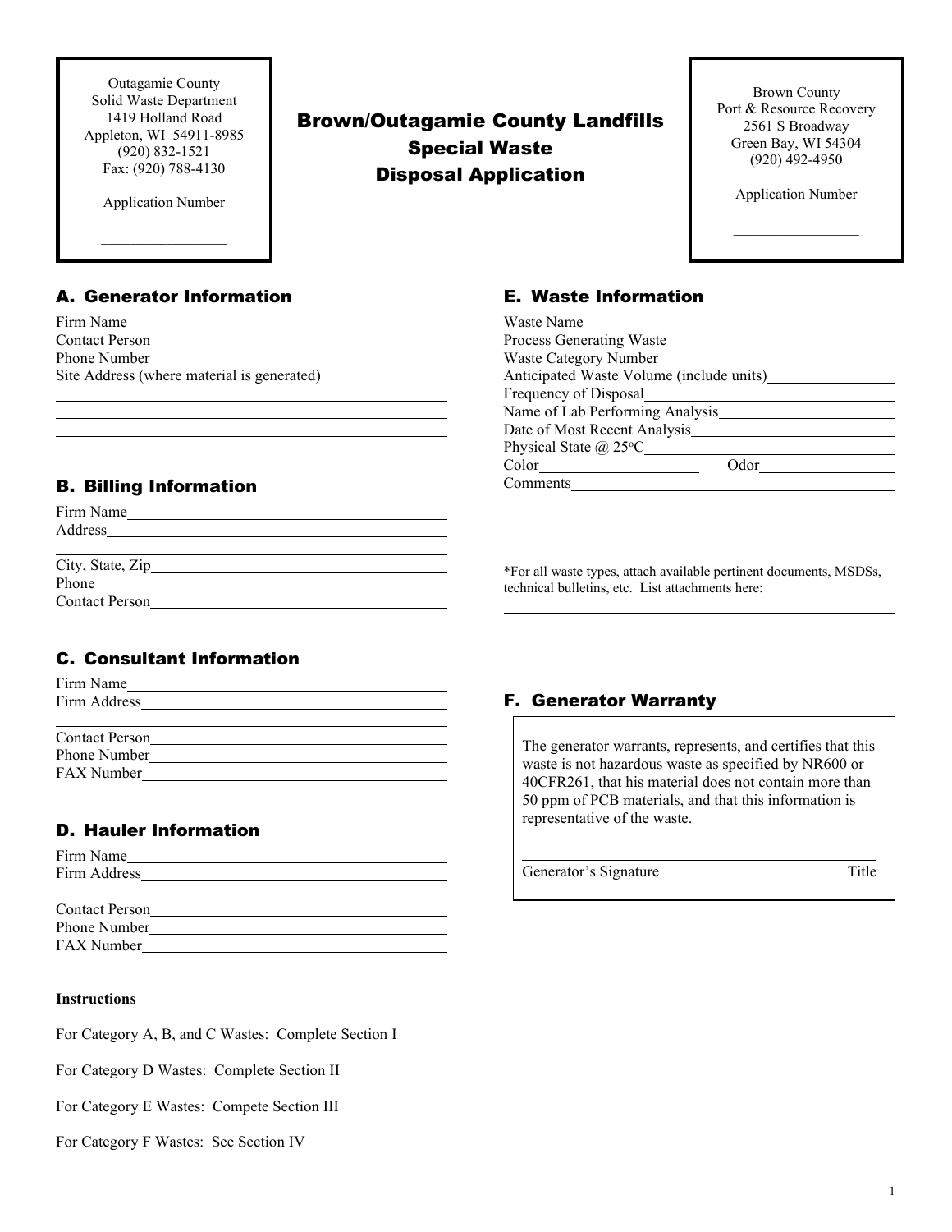Outagamie County
Solid Waste Department
1419 Holland Road
Appleton, WI 54911-8985
(920) 832-1521
Fax: (920) 788-4130

Application Number

________________

# Brown/Outagamie County Landfills
## Special Waste
## Disposal Application

Brown County
Port & Resource Recovery
2561 S Broadway
Green Bay, WI 54304
(920) 492-4950

Application Number

________________

## A. Generator Information

Firm Name________________________________________
Contact Person____________________________________
Phone Number_____________________________________
Site Address (where material is generated)
__________________________________________________
__________________________________________________
__________________________________________________

## B. Billing Information

Firm Name________________________________________
Address__________________________________________
__________________________________________________
City, State, Zip___________________________________
Phone____________________________________________
Contact Person____________________________________

## C. Consultant Information

Firm Name________________________________________
Firm Address______________________________________
__________________________________________________
Contact Person____________________________________
Phone Number_____________________________________
FAX Number______________________________________

## D. Hauler Information

Firm Name________________________________________
Firm Address______________________________________
__________________________________________________
Contact Person____________________________________
Phone Number_____________________________________
FAX Number______________________________________

**Instructions**

For Category A, B, and C Wastes: Complete Section I

For Category D Wastes: Complete Section II

For Category E Wastes: Compete Section III

For Category F Wastes: See Section IV

## E. Waste Information

Waste Name_______________________________________
Process Generating Waste___________________________
Waste Category Number_____________________________
Anticipated Waste Volume (include units)_____________
Frequency of Disposal______________________________
Name of Lab Performing Analysis___________________
Date of Most Recent Analysis_______________________
Physical State @ 25°C______________________________
Color____________________ Odor_________________
Comments________________________________________
__________________________________________________
__________________________________________________

*For all waste types, attach available pertinent documents, MSDSs, technical bulletins, etc. List attachments here:
__________________________________________________
__________________________________________________
__________________________________________________

## F. Generator Warranty

The generator warrants, represents, and certifies that this waste is not hazardous waste as specified by NR600 or 40CFR261, that his material does not contain more than 50 ppm of PCB materials, and that this information is representative of the waste.

__________________________________________________
Generator's Signature Title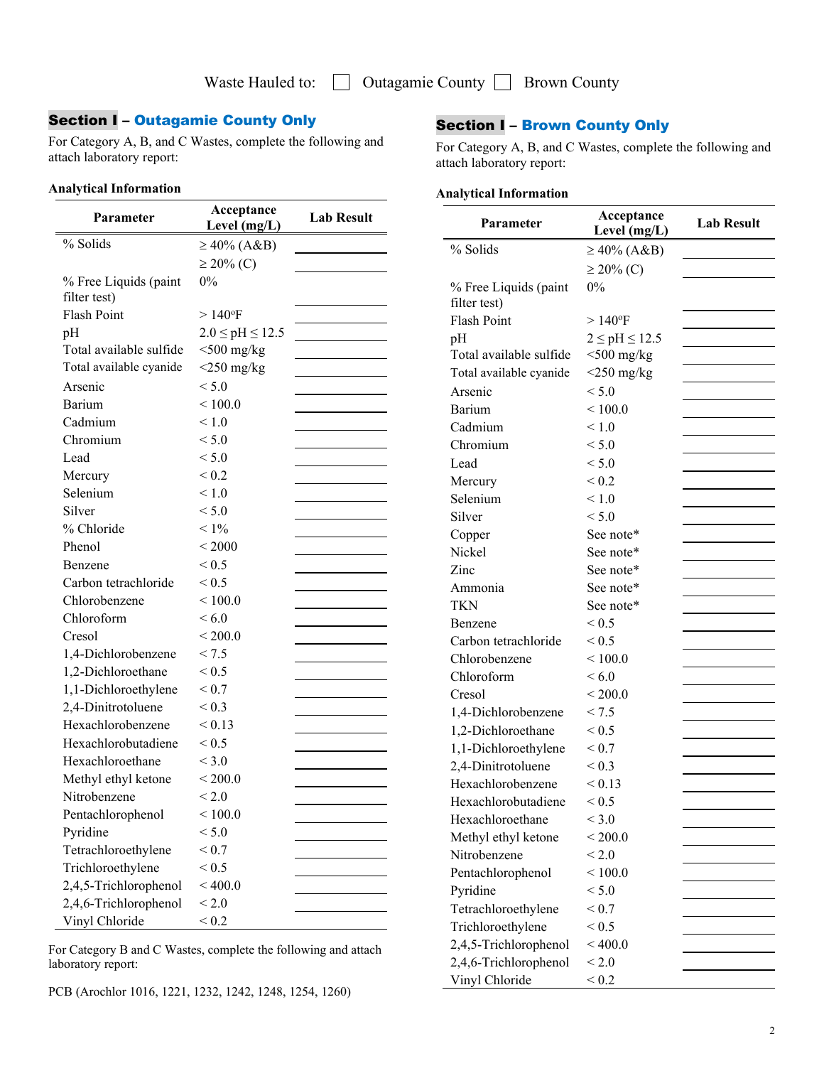Waste Hauled to: ☐ Outagamie County ☐ Brown County

## Section I – Outagamie County Only

For Category A, B, and C Wastes, complete the following and attach laboratory report:

**Analytical Information**

| Parameter | Acceptance Level (mg/L) | Lab Result |
|---|---|---|
| % Solids | ≥ 40% (A&B) | |
| | ≥ 20% (C) | |
| % Free Liquids (paint filter test) | 0% | |
| Flash Point | > 140°F | |
| pH | 2.0 ≤ pH ≤ 12.5 | |
| Total available sulfide | <500 mg/kg | |
| Total available cyanide | <250 mg/kg | |
| Arsenic | < 5.0 | |
| Barium | < 100.0 | |
| Cadmium | < 1.0 | |
| Chromium | < 5.0 | |
| Lead | < 5.0 | |
| Mercury | < 0.2 | |
| Selenium | < 1.0 | |
| Silver | < 5.0 | |
| % Chloride | < 1% | |
| Phenol | < 2000 | |
| Benzene | < 0.5 | |
| Carbon tetrachloride | < 0.5 | |
| Chlorobenzene | < 100.0 | |
| Chloroform | < 6.0 | |
| Cresol | < 200.0 | |
| 1,4-Dichlorobenzene | < 7.5 | |
| 1,2-Dichloroethane | < 0.5 | |
| 1,1-Dichloroethylene | < 0.7 | |
| 2,4-Dinitrotoluene | < 0.3 | |
| Hexachlorobenzene | < 0.13 | |
| Hexachlorobutadiene | < 0.5 | |
| Hexachloroethane | < 3.0 | |
| Methyl ethyl ketone | < 200.0 | |
| Nitrobenzene | < 2.0 | |
| Pentachlorophenol | < 100.0 | |
| Pyridine | < 5.0 | |
| Tetrachloroethylene | < 0.7 | |
| Trichloroethylene | < 0.5 | |
| 2,4,5-Trichlorophenol | < 400.0 | |
| 2,4,6-Trichlorophenol | < 2.0 | |
| Vinyl Chloride | < 0.2 | |

For Category B and C Wastes, complete the following and attach laboratory report:

PCB (Arochlor 1016, 1221, 1232, 1242, 1248, 1254, 1260)

## Section I – Brown County Only

For Category A, B, and C Wastes, complete the following and attach laboratory report:

**Analytical Information**

| Parameter | Acceptance Level (mg/L) | Lab Result |
|---|---|---|
| % Solids | ≥ 40% (A&B) | |
| | ≥ 20% (C) | |
| % Free Liquids (paint filter test) | 0% | |
| Flash Point | > 140°F | |
| pH | 2 ≤ pH ≤ 12.5 | |
| Total available sulfide | <500 mg/kg | |
| Total available cyanide | <250 mg/kg | |
| Arsenic | < 5.0 | |
| Barium | < 100.0 | |
| Cadmium | < 1.0 | |
| Chromium | < 5.0 | |
| Lead | < 5.0 | |
| Mercury | < 0.2 | |
| Selenium | < 1.0 | |
| Silver | < 5.0 | |
| Copper | See note* | |
| Nickel | See note* | |
| Zinc | See note* | |
| Ammonia | See note* | |
| TKN | See note* | |
| Benzene | < 0.5 | |
| Carbon tetrachloride | < 0.5 | |
| Chlorobenzene | < 100.0 | |
| Chloroform | < 6.0 | |
| Cresol | < 200.0 | |
| 1,4-Dichlorobenzene | < 7.5 | |
| 1,2-Dichloroethane | < 0.5 | |
| 1,1-Dichloroethylene | < 0.7 | |
| 2,4-Dinitrotoluene | < 0.3 | |
| Hexachlorobenzene | < 0.13 | |
| Hexachlorobutadiene | < 0.5 | |
| Hexachloroethane | < 3.0 | |
| Methyl ethyl ketone | < 200.0 | |
| Nitrobenzene | < 2.0 | |
| Pentachlorophenol | < 100.0 | |
| Pyridine | < 5.0 | |
| Tetrachloroethylene | < 0.7 | |
| Trichloroethylene | < 0.5 | |
| 2,4,5-Trichlorophenol | < 400.0 | |
| 2,4,6-Trichlorophenol | < 2.0 | |
| Vinyl Chloride | < 0.2 | |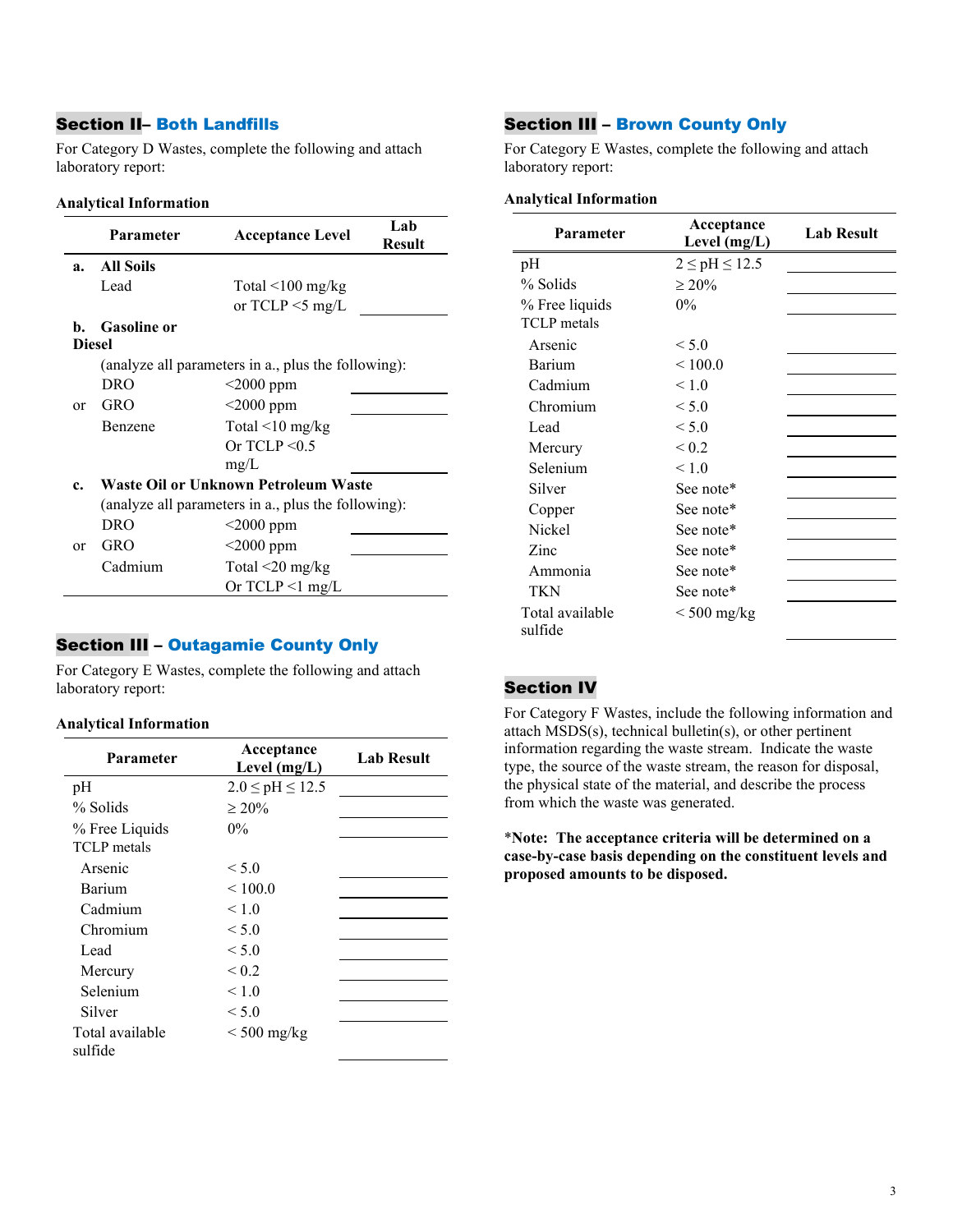## Section II– Both Landfills

For Category D Wastes, complete the following and attach laboratory report:

**Analytical Information**

| | Parameter | Acceptance Level | Lab Result |
|---|---|---|---|
| **a.** | **All Soils** | | |
| | Lead | Total <100 mg/kg or TCLP <5 mg/L | |
| **b.** | **Gasoline or Diesel** | | |
| | (analyze all parameters in a., plus the following): | | |
| | DRO | <2000 ppm | |
| or | GRO | <2000 ppm | |
| | Benzene | Total <10 mg/kg Or TCLP <0.5 mg/L | |
| **c.** | **Waste Oil or Unknown Petroleum Waste** | | |
| | (analyze all parameters in a., plus the following): | | |
| | DRO | <2000 ppm | |
| or | GRO | <2000 ppm | |
| | Cadmium | Total <20 mg/kg Or TCLP <1 mg/L | |

## Section III – Outagamie County Only

For Category E Wastes, complete the following and attach laboratory report:

**Analytical Information**

| Parameter | Acceptance Level (mg/L) | Lab Result |
|---|---|---|
| pH | $2.0 \leq pH \leq 12.5$ | |
| % Solids | ≥ 20% | |
| % Free Liquids | 0% | |
| TCLP metals | | |
| Arsenic | < 5.0 | |
| Barium | < 100.0 | |
| Cadmium | < 1.0 | |
| Chromium | < 5.0 | |
| Lead | < 5.0 | |
| Mercury | < 0.2 | |
| Selenium | < 1.0 | |
| Silver | < 5.0 | |
| Total available sulfide | < 500 mg/kg | |

## Section III – Brown County Only

For Category E Wastes, complete the following and attach laboratory report:

**Analytical Information**

| Parameter | Acceptance Level (mg/L) | Lab Result |
|---|---|---|
| pH | $2 \leq pH \leq 12.5$ | |
| % Solids | ≥ 20% | |
| % Free liquids | 0% | |
| TCLP metals | | |
| Arsenic | < 5.0 | |
| Barium | < 100.0 | |
| Cadmium | < 1.0 | |
| Chromium | < 5.0 | |
| Lead | < 5.0 | |
| Mercury | < 0.2 | |
| Selenium | < 1.0 | |
| Silver | See note* | |
| Copper | See note* | |
| Nickel | See note* | |
| Zinc | See note* | |
| Ammonia | See note* | |
| TKN | See note* | |
| Total available sulfide | < 500 mg/kg | |

## Section IV

For Category F Wastes, include the following information and attach MSDS(s), technical bulletin(s), or other pertinent information regarding the waste stream. Indicate the waste type, the source of the waste stream, the reason for disposal, the physical state of the material, and describe the process from which the waste was generated.

***Note: The acceptance criteria will be determined on a case-by-case basis depending on the constituent levels and proposed amounts to be disposed.**